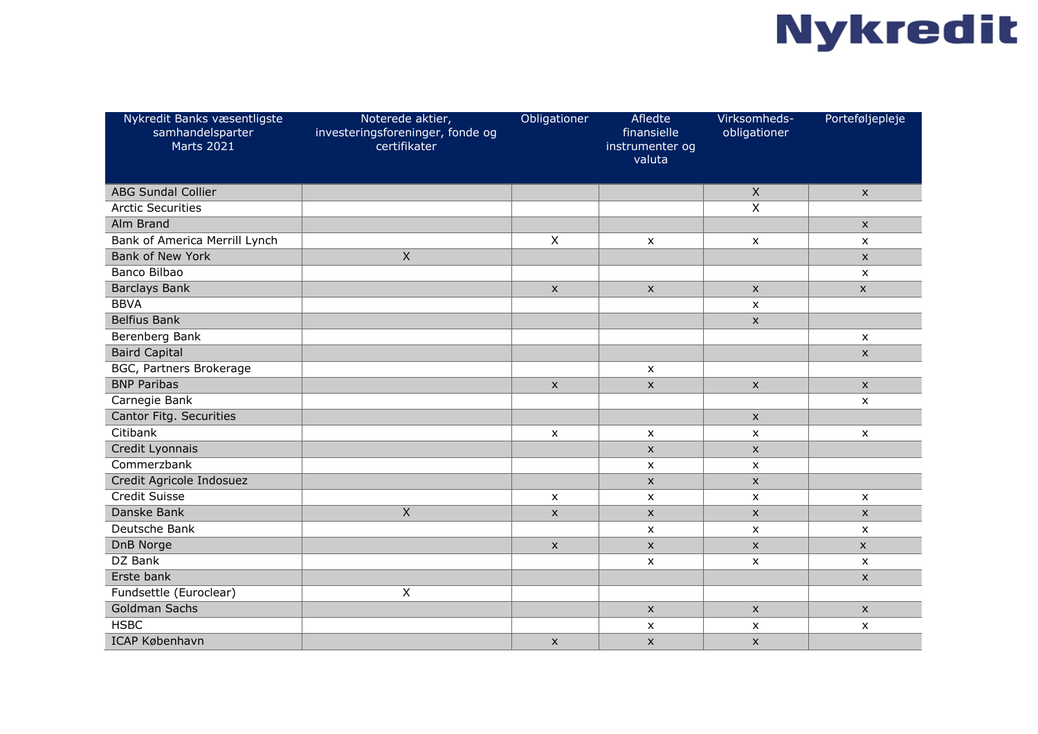| Nykredit Banks væsentligste samhandelsparter Marts 2021 | Noterede aktier, investeringsforeninger, fonde og certifikater | Obligationer | Afledte finansielle instrumenter og valuta | Virksomheds-obligationer | Porteføljepleje |
|---|---|---|---|---|---|
| ABG Sundal Collier | | | | X | x |
| Arctic Securities | | | | X | |
| Alm Brand | | | | | x |
| Bank of America Merrill Lynch | | X | x | x | x |
| Bank of New York | X | | | | x |
| Banco Bilbao | | | | | x |
| Barclays Bank | | x | x | x | x |
| BBVA | | | | x | |
| Belfius Bank | | | | x | |
| Berenberg Bank | | | | | x |
| Baird Capital | | | | | x |
| BGC, Partners Brokerage | | | x | | |
| BNP Paribas | | x | x | x | x |
| Carnegie Bank | | | | | x |
| Cantor Fitg. Securities | | | | x | |
| Citibank | | x | x | x | x |
| Credit Lyonnais | | | x | x | |
| Commerzbank | | | x | x | |
| Credit Agricole Indosuez | | | x | x | |
| Credit Suisse | | x | x | x | x |
| Danske Bank | X | x | x | x | x |
| Deutsche Bank | | | x | x | x |
| DnB Norge | | x | x | x | x |
| DZ Bank | | | x | x | x |
| Erste bank | | | | | x |
| Fundsettle (Euroclear) | X | | | | |
| Goldman Sachs | | | x | x | x |
| HSBC | | | x | x | x |
| ICAP København | | x | x | x | |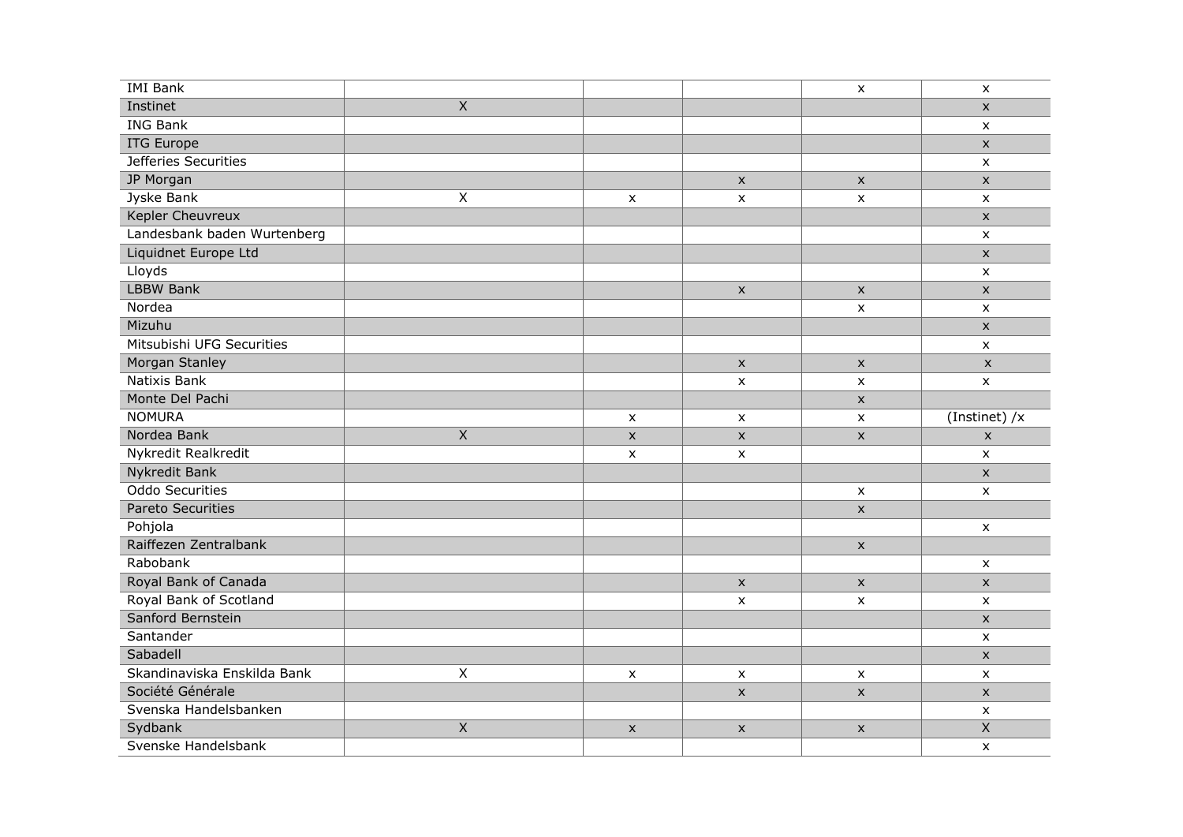| | | | | | |
|---|---|---|---|---|---|
| IMI Bank | | | | x | x |
| Instinet | X | | | | x |
| ING Bank | | | | | x |
| ITG Europe | | | | | x |
| Jefferies Securities | | | | | x |
| JP Morgan | | | x | x | x |
| Jyske Bank | X | x | x | x | x |
| Kepler Cheuvreux | | | | | x |
| Landesbank baden Wurtenberg | | | | | x |
| Liquidnet Europe Ltd | | | | | x |
| Lloyds | | | | | x |
| LBBW Bank | | | x | x | x |
| Nordea | | | | x | x |
| Mizuhu | | | | | x |
| Mitsubishi UFG Securities | | | | | x |
| Morgan Stanley | | | x | x | x |
| Natixis Bank | | | x | x | x |
| Monte Del Pachi | | | | x | |
| NOMURA | | x | x | x | (Instinet) /x |
| Nordea Bank | X | x | x | x | x |
| Nykredit Realkredit | | x | x | | x |
| Nykredit Bank | | | | | x |
| Oddo Securities | | | | x | x |
| Pareto Securities | | | | x | |
| Pohjola | | | | | x |
| Raiffezen Zentralbank | | | | x | |
| Rabobank | | | | | x |
| Royal Bank of Canada | | | x | x | x |
| Royal Bank of Scotland | | | x | x | x |
| Sanford Bernstein | | | | | x |
| Santander | | | | | x |
| Sabadell | | | | | x |
| Skandinaviska Enskilda Bank | X | x | x | x | x |
| Société Générale | | | x | x | x |
| Svenska Handelsbanken | | | | | x |
| Sydbank | X | x | x | x | X |
| Svenske Handelsbank | | | | | x |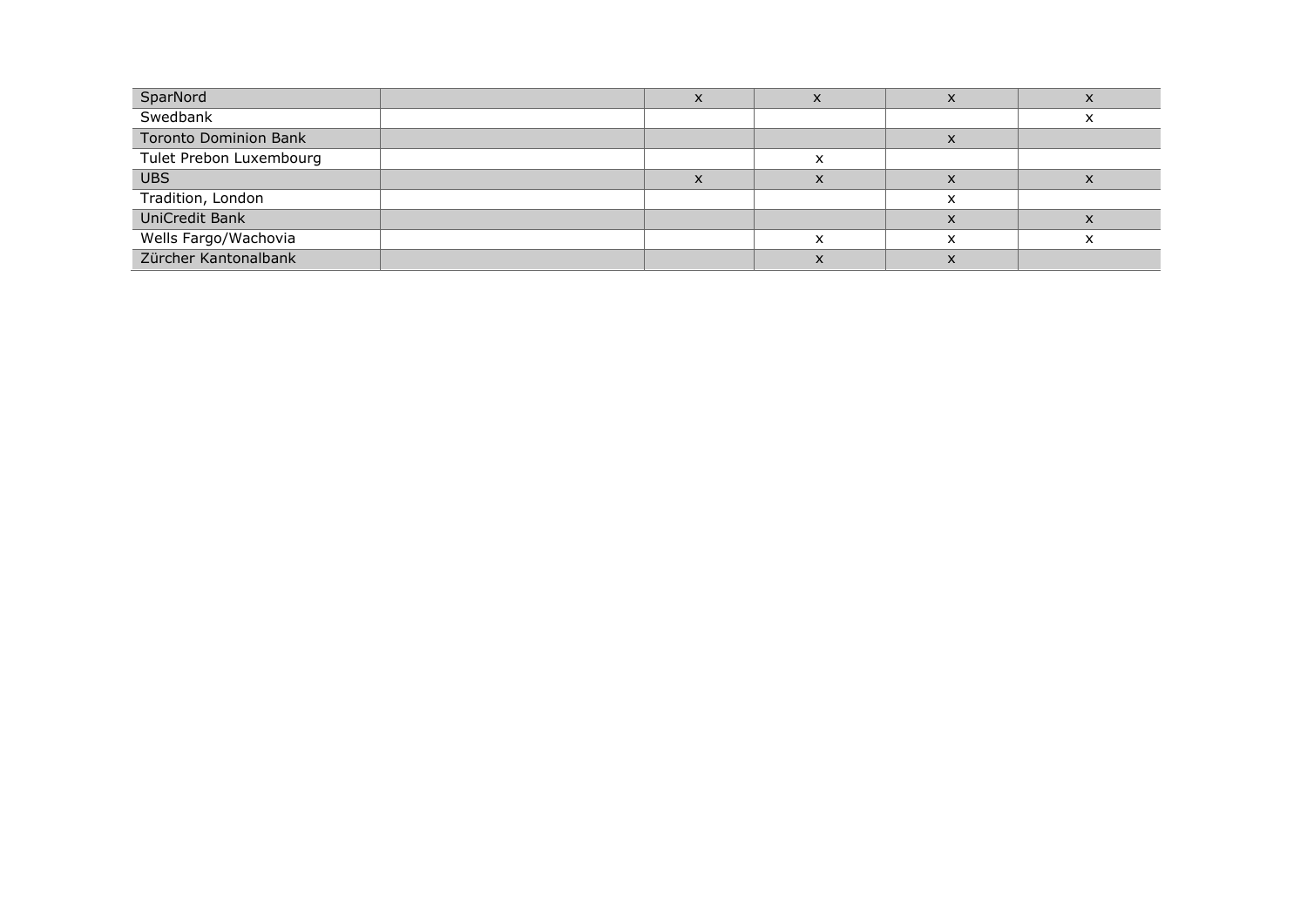| | | | | | |
|---|---|---|---|---|---|
| SparNord | | x | x | x | x |
| Swedbank | | | | | x |
| Toronto Dominion Bank | | | | x | |
| Tulet Prebon Luxembourg | | | x | | |
| UBS | | x | x | x | x |
| Tradition, London | | | | x | |
| UniCredit Bank | | | | x | x |
| Wells Fargo/Wachovia | | | x | x | x |
| Zürcher Kantonalbank | | | x | x | |